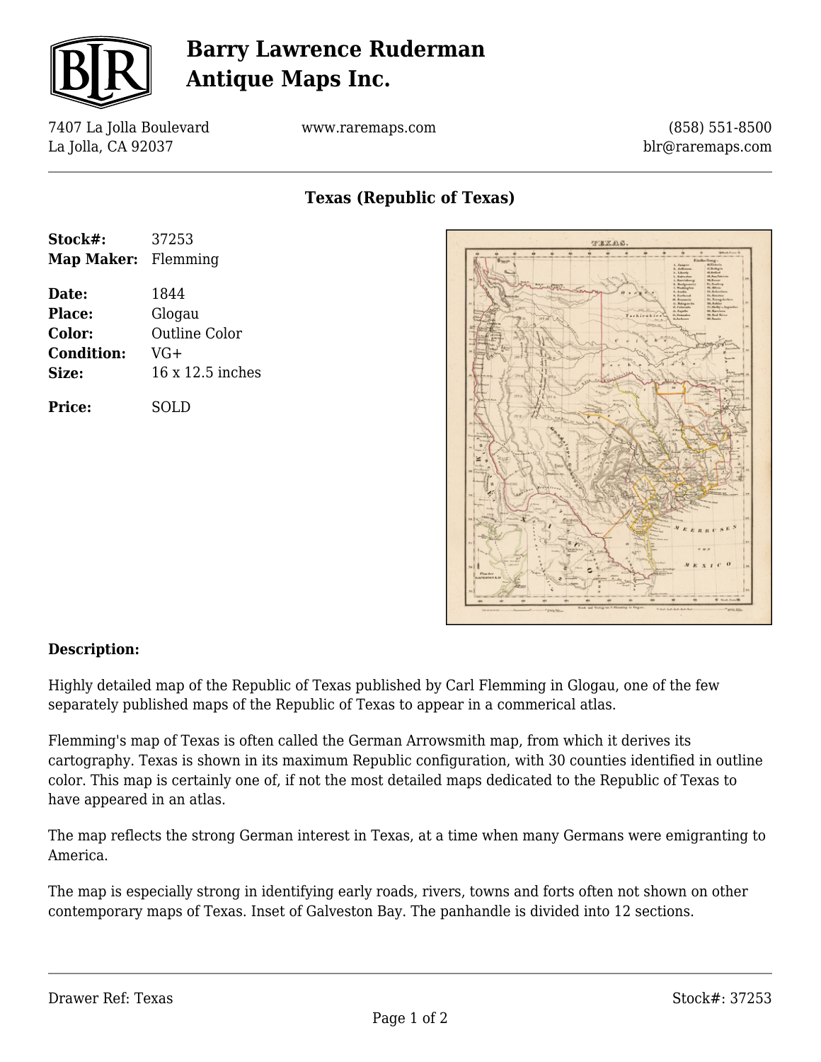# Barry Lawrence Ruderman Antique Maps Inc.

7407 La Jolla Boulevard
La Jolla, CA 92037

www.raremaps.com

(858) 551-8500
blr@raremaps.com

## Texas (Republic of Texas)

**Stock#:** 37253
**Map Maker:** Flemming

**Date:** 1844
**Place:** Glogau
**Color:** Outline Color
**Condition:** VG+
**Size:** 16 x 12.5 inches

**Price:** SOLD

### Description:

Highly detailed map of the Republic of Texas published by Carl Flemming in Glogau, one of the few separately published maps of the Republic of Texas to appear in a commerical atlas.

Flemming's map of Texas is often called the German Arrowsmith map, from which it derives its cartography. Texas is shown in its maximum Republic configuration, with 30 counties identified in outline color. This map is certainly one of, if not the most detailed maps dedicated to the Republic of Texas to have appeared in an atlas.

The map reflects the strong German interest in Texas, at a time when many Germans were emigranting to America.

The map is especially strong in identifying early roads, rivers, towns and forts often not shown on other contemporary maps of Texas. Inset of Galveston Bay. The panhandle is divided into 12 sections.

Drawer Ref: Texas

Stock#: 37253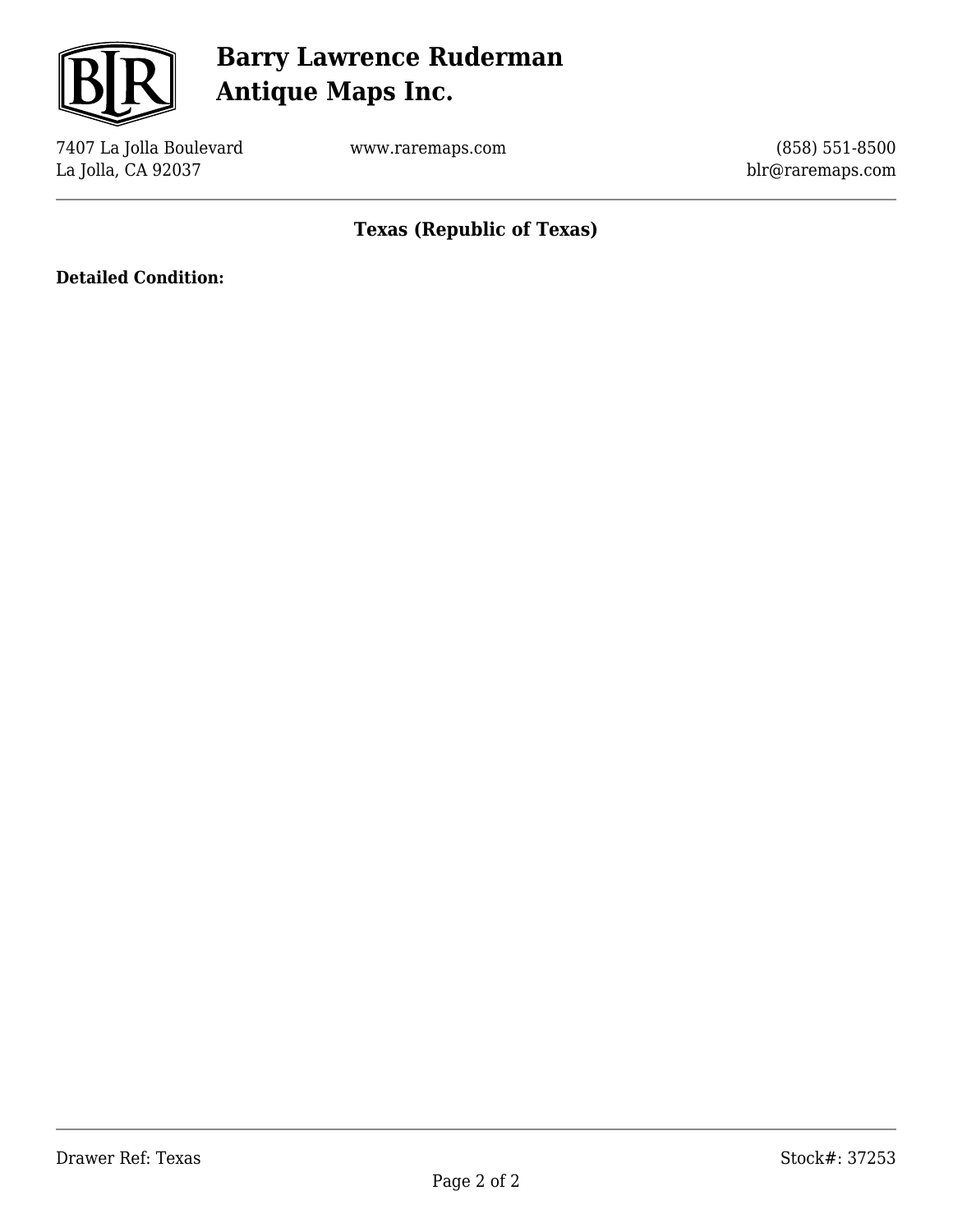# Texas (Republic of Texas)

**Detailed Condition:**